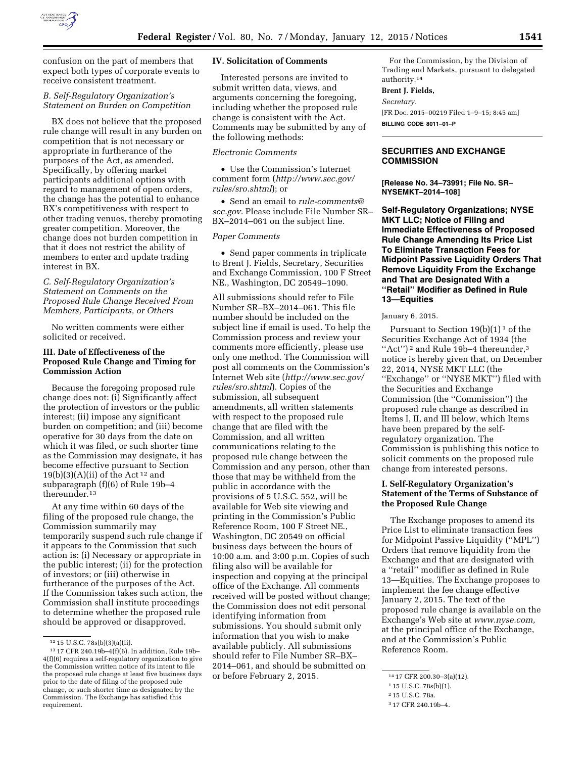confusion on the part of members that expect both types of corporate events to receive consistent treatment.

*B. Self-Regulatory Organization's Statement on Burden on Competition*

BX does not believe that the proposed rule change will result in any burden on competition that is not necessary or appropriate in furtherance of the purposes of the Act, as amended. Specifically, by offering market participants additional options with regard to management of open orders, the change has the potential to enhance BX's competitiveness with respect to other trading venues, thereby promoting greater competition. Moreover, the change does not burden competition in that it does not restrict the ability of members to enter and update trading interest in BX.

*C. Self-Regulatory Organization's Statement on Comments on the Proposed Rule Change Received From Members, Participants, or Others*

No written comments were either solicited or received.

### III. Date of Effectiveness of the Proposed Rule Change and Timing for Commission Action

Because the foregoing proposed rule change does not: (i) Significantly affect the protection of investors or the public interest; (ii) impose any significant burden on competition; and (iii) become operative for 30 days from the date on which it was filed, or such shorter time as the Commission may designate, it has become effective pursuant to Section 19(b)(3)(A)(ii) of the Act [12] and subparagraph (f)(6) of Rule 19b–4 thereunder.[13]

At any time within 60 days of the filing of the proposed rule change, the Commission summarily may temporarily suspend such rule change if it appears to the Commission that such action is: (i) Necessary or appropriate in the public interest; (ii) for the protection of investors; or (iii) otherwise in furtherance of the purposes of the Act. If the Commission takes such action, the Commission shall institute proceedings to determine whether the proposed rule should be approved or disapproved.

### IV. Solicitation of Comments

Interested persons are invited to submit written data, views, and arguments concerning the foregoing, including whether the proposed rule change is consistent with the Act. Comments may be submitted by any of the following methods:

*Electronic Comments*

- Use the Commission's Internet comment form (*http://www.sec.gov/rules/sro.shtml*); or
- Send an email to *rule-comments@sec.gov.* Please include File Number SR–BX–2014–061 on the subject line.

*Paper Comments*

- Send paper comments in triplicate to Brent J. Fields, Secretary, Securities and Exchange Commission, 100 F Street NE., Washington, DC 20549–1090.

All submissions should refer to File Number SR–BX–2014–061. This file number should be included on the subject line if email is used. To help the Commission process and review your comments more efficiently, please use only one method. The Commission will post all comments on the Commission's Internet Web site (*http://www.sec.gov/rules/sro.shtml*). Copies of the submission, all subsequent amendments, all written statements with respect to the proposed rule change that are filed with the Commission, and all written communications relating to the proposed rule change between the Commission and any person, other than those that may be withheld from the public in accordance with the provisions of 5 U.S.C. 552, will be available for Web site viewing and printing in the Commission's Public Reference Room, 100 F Street NE., Washington, DC 20549 on official business days between the hours of 10:00 a.m. and 3:00 p.m. Copies of such filing also will be available for inspection and copying at the principal office of the Exchange. All comments received will be posted without change; the Commission does not edit personal identifying information from submissions. You should submit only information that you wish to make available publicly. All submissions should refer to File Number SR–BX–2014–061, and should be submitted on or before February 2, 2015.

For the Commission, by the Division of Trading and Markets, pursuant to delegated authority.[14]

**Brent J. Fields,**

*Secretary.*

[FR Doc. 2015–00219 Filed 1–9–15; 8:45 am]

**BILLING CODE 8011–01–P**

---

## SECURITIES AND EXCHANGE COMMISSION

**[Release No. 34–73991; File No. SR–NYSEMKT–2014–108]**

**Self-Regulatory Organizations; NYSE MKT LLC; Notice of Filing and Immediate Effectiveness of Proposed Rule Change Amending Its Price List To Eliminate Transaction Fees for Midpoint Passive Liquidity Orders That Remove Liquidity From the Exchange and That are Designated With a "Retail" Modifier as Defined in Rule 13—Equities**

January 6, 2015.

Pursuant to Section 19(b)(1) [1] of the Securities Exchange Act of 1934 (the "Act") [2] and Rule 19b–4 thereunder,[3] notice is hereby given that, on December 22, 2014, NYSE MKT LLC (the "Exchange" or "NYSE MKT") filed with the Securities and Exchange Commission (the "Commission") the proposed rule change as described in Items I, II, and III below, which Items have been prepared by the self-regulatory organization. The Commission is publishing this notice to solicit comments on the proposed rule change from interested persons.

### I. Self-Regulatory Organization's Statement of the Terms of Substance of the Proposed Rule Change

The Exchange proposes to amend its Price List to eliminate transaction fees for Midpoint Passive Liquidity ("MPL") Orders that remove liquidity from the Exchange and that are designated with a "retail" modifier as defined in Rule 13—Equities. The Exchange proposes to implement the fee change effective January 2, 2015. The text of the proposed rule change is available on the Exchange's Web site at *www.nyse.com,* at the principal office of the Exchange, and at the Commission's Public Reference Room.

---

[12] 15 U.S.C. 78s(b)(3)(a)(ii).

[13] 17 CFR 240.19b–4(f)(6). In addition, Rule 19b–4(f)(6) requires a self-regulatory organization to give the Commission written notice of its intent to file the proposed rule change at least five business days prior to the date of filing of the proposed rule change, or such shorter time as designated by the Commission. The Exchange has satisfied this requirement.

[14] 17 CFR 200.30–3(a)(12).

[1] 15 U.S.C. 78s(b)(1).

[2] 15 U.S.C. 78a.

[3] 17 CFR 240.19b–4.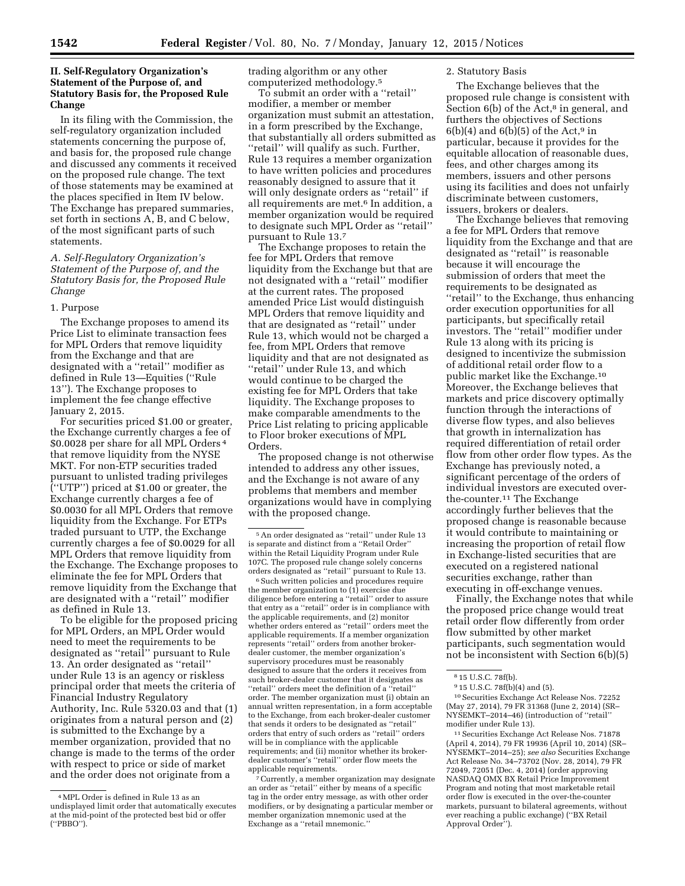## II. Self-Regulatory Organization's Statement of the Purpose of, and Statutory Basis for, the Proposed Rule Change

In its filing with the Commission, the self-regulatory organization included statements concerning the purpose of, and basis for, the proposed rule change and discussed any comments it received on the proposed rule change. The text of those statements may be examined at the places specified in Item IV below. The Exchange has prepared summaries, set forth in sections A, B, and C below, of the most significant parts of such statements.

### *A. Self-Regulatory Organization's Statement of the Purpose of, and the Statutory Basis for, the Proposed Rule Change*

#### 1. Purpose

The Exchange proposes to amend its Price List to eliminate transaction fees for MPL Orders that remove liquidity from the Exchange and that are designated with a ''retail'' modifier as defined in Rule 13—Equities (''Rule 13''). The Exchange proposes to implement the fee change effective January 2, 2015.

For securities priced $1.00 or greater, the Exchange currently charges a fee of $0.0028 per share for all MPL Orders [4] that remove liquidity from the NYSE MKT. For non-ETP securities traded pursuant to unlisted trading privileges (''UTP'') priced at $1.00 or greater, the Exchange currently charges a fee of $0.0030 for all MPL Orders that remove liquidity from the Exchange. For ETPs traded pursuant to UTP, the Exchange currently charges a fee of $0.0029 for all MPL Orders that remove liquidity from the Exchange. The Exchange proposes to eliminate the fee for MPL Orders that remove liquidity from the Exchange that are designated with a ''retail'' modifier as defined in Rule 13.

To be eligible for the proposed pricing for MPL Orders, an MPL Order would need to meet the requirements to be designated as ''retail'' pursuant to Rule 13. An order designated as ''retail'' under Rule 13 is an agency or riskless principal order that meets the criteria of Financial Industry Regulatory Authority, Inc. Rule 5320.03 and that (1) originates from a natural person and (2) is submitted to the Exchange by a member organization, provided that no change is made to the terms of the order with respect to price or side of market and the order does not originate from a trading algorithm or any other computerized methodology.[5]

To submit an order with a ''retail'' modifier, a member or member organization must submit an attestation, in a form prescribed by the Exchange, that substantially all orders submitted as ''retail'' will qualify as such. Further, Rule 13 requires a member organization to have written policies and procedures reasonably designed to assure that it will only designate orders as ''retail'' if all requirements are met.[6] In addition, a member organization would be required to designate such MPL Order as ''retail'' pursuant to Rule 13.[7]

The Exchange proposes to retain the fee for MPL Orders that remove liquidity from the Exchange but that are not designated with a ''retail'' modifier at the current rates. The proposed amended Price List would distinguish MPL Orders that remove liquidity and that are designated as ''retail'' under Rule 13, which would not be charged a fee, from MPL Orders that remove liquidity and that are not designated as ''retail'' under Rule 13, and which would continue to be charged the existing fee for MPL Orders that take liquidity. The Exchange proposes to make comparable amendments to the Price List relating to pricing applicable to Floor broker executions of MPL Orders.

The proposed change is not otherwise intended to address any other issues, and the Exchange is not aware of any problems that members and member organizations would have in complying with the proposed change.

#### 2. Statutory Basis

The Exchange believes that the proposed rule change is consistent with Section 6(b) of the Act,[8] in general, and furthers the objectives of Sections 6(b)(4) and 6(b)(5) of the Act,[9] in particular, because it provides for the equitable allocation of reasonable dues, fees, and other charges among its members, issuers and other persons using its facilities and does not unfairly discriminate between customers, issuers, brokers or dealers.

The Exchange believes that removing a fee for MPL Orders that remove liquidity from the Exchange and that are designated as ''retail'' is reasonable because it will encourage the submission of orders that meet the requirements to be designated as ''retail'' to the Exchange, thus enhancing order execution opportunities for all participants, but specifically retail investors. The ''retail'' modifier under Rule 13 along with its pricing is designed to incentivize the submission of additional retail order flow to a public market like the Exchange.[10] Moreover, the Exchange believes that markets and price discovery optimally function through the interactions of diverse flow types, and also believes that growth in internalization has required differentiation of retail order flow from other order flow types. As the Exchange has previously noted, a significant percentage of the orders of individual investors are executed over-the-counter.[11] The Exchange accordingly further believes that the proposed change is reasonable because it would contribute to maintaining or increasing the proportion of retail flow in Exchange-listed securities that are executed on a registered national securities exchange, rather than executing in off-exchange venues.

Finally, the Exchange notes that while the proposed price change would treat retail order flow differently from order flow submitted by other market participants, such segmentation would not be inconsistent with Section 6(b)(5)

---

[4] MPL Order is defined in Rule 13 as an undisplayed limit order that automatically executes at the mid-point of the protected best bid or offer (''PBBO'').

[5] An order designated as ''retail'' under Rule 13 is separate and distinct from a ''Retail Order'' within the Retail Liquidity Program under Rule 107C. The proposed rule change solely concerns orders designated as ''retail'' pursuant to Rule 13.

[6] Such written policies and procedures require the member organization to (1) exercise due diligence before entering a ''retail'' order to assure that entry as a ''retail'' order is in compliance with the applicable requirements, and (2) monitor whether orders entered as ''retail'' orders meet the applicable requirements. If a member organization represents ''retail'' orders from another broker-dealer customer, the member organization's supervisory procedures must be reasonably designed to assure that the orders it receives from such broker-dealer customer that it designates as ''retail'' orders meet the definition of a ''retail'' order. The member organization must (i) obtain an annual written representation, in a form acceptable to the Exchange, from each broker-dealer customer that sends it orders to be designated as ''retail'' orders that entry of such orders as ''retail'' orders will be in compliance with the applicable requirements; and (ii) monitor whether its broker-dealer customer's ''retail'' order flow meets the applicable requirements.

[7] Currently, a member organization may designate an order as ''retail'' either by means of a specific tag in the order entry message, as with other order modifiers, or by designating a particular member or member organization mnemonic used at the Exchange as a ''retail mnemonic.''

[8] 15 U.S.C. 78f(b).

[9] 15 U.S.C. 78f(b)(4) and (5).

[10] Securities Exchange Act Release Nos. 72252 (May 27, 2014), 79 FR 31368 (June 2, 2014) (SR–NYSEMKT–2014–46) (introduction of ''retail'' modifier under Rule 13).

[11] Securities Exchange Act Release No. 71878 (April 4, 2014), 79 FR 19936 (April 10, 2014) (SR–NYSEMKT–2014–25); *see also* Securities Exchange Act Release No. 34–73702 (Nov. 28, 2014), 79 FR 72049, 72051 (Dec. 4, 2014) (order approving NASDAQ OMX BX Retail Price Improvement Program and noting that most marketable retail order flow is executed in the over-the-counter markets, pursuant to bilateral agreements, without ever reaching a public exchange) (''BX Retail Approval Order'').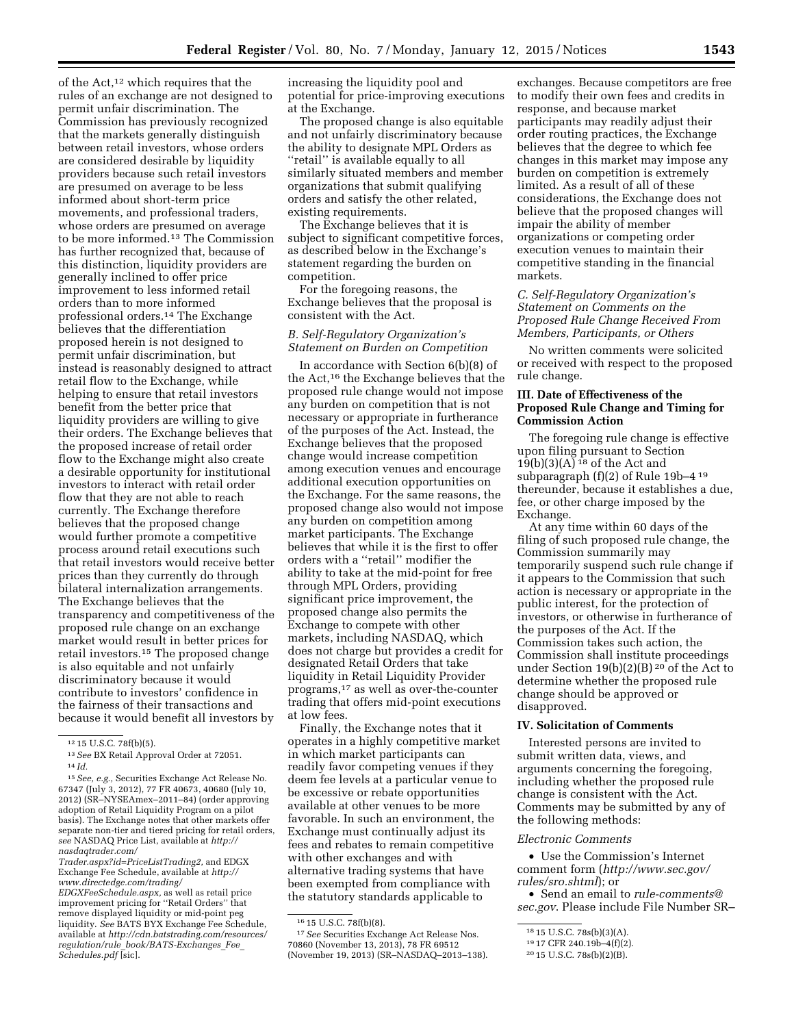of the Act,[12] which requires that the rules of an exchange are not designed to permit unfair discrimination. The Commission has previously recognized that the markets generally distinguish between retail investors, whose orders are considered desirable by liquidity providers because such retail investors are presumed on average to be less informed about short-term price movements, and professional traders, whose orders are presumed on average to be more informed.[13] The Commission has further recognized that, because of this distinction, liquidity providers are generally inclined to offer price improvement to less informed retail orders than to more informed professional orders.[14] The Exchange believes that the differentiation proposed herein is not designed to permit unfair discrimination, but instead is reasonably designed to attract retail flow to the Exchange, while helping to ensure that retail investors benefit from the better price that liquidity providers are willing to give their orders. The Exchange believes that the proposed increase of retail order flow to the Exchange might also create a desirable opportunity for institutional investors to interact with retail order flow that they are not able to reach currently. The Exchange therefore believes that the proposed change would further promote a competitive process around retail executions such that retail investors would receive better prices than they currently do through bilateral internalization arrangements. The Exchange believes that the transparency and competitiveness of the proposed rule change on an exchange market would result in better prices for retail investors.[15] The proposed change is also equitable and not unfairly discriminatory because it would contribute to investors' confidence in the fairness of their transactions and because it would benefit all investors by increasing the liquidity pool and potential for price-improving executions at the Exchange.

The proposed change is also equitable and not unfairly discriminatory because the ability to designate MPL Orders as "retail" is available equally to all similarly situated members and member organizations that submit qualifying orders and satisfy the other related, existing requirements.

The Exchange believes that it is subject to significant competitive forces, as described below in the Exchange's statement regarding the burden on competition.

For the foregoing reasons, the Exchange believes that the proposal is consistent with the Act.

### *B. Self-Regulatory Organization's Statement on Burden on Competition*

In accordance with Section 6(b)(8) of the Act,[16] the Exchange believes that the proposed rule change would not impose any burden on competition that is not necessary or appropriate in furtherance of the purposes of the Act. Instead, the Exchange believes that the proposed change would increase competition among execution venues and encourage additional execution opportunities on the Exchange. For the same reasons, the proposed change also would not impose any burden on competition among market participants. The Exchange believes that while it is the first to offer orders with a "retail" modifier the ability to take at the mid-point for free through MPL Orders, providing significant price improvement, the proposed change also permits the Exchange to compete with other markets, including NASDAQ, which does not charge but provides a credit for designated Retail Orders that take liquidity in Retail Liquidity Provider programs,[17] as well as over-the-counter trading that offers mid-point executions at low fees.

Finally, the Exchange notes that it operates in a highly competitive market in which market participants can readily favor competing venues if they deem fee levels at a particular venue to be excessive or rebate opportunities available at other venues to be more favorable. In such an environment, the Exchange must continually adjust its fees and rebates to remain competitive with other exchanges and with alternative trading systems that have been exempted from compliance with the statutory standards applicable to exchanges. Because competitors are free to modify their own fees and credits in response, and because market participants may readily adjust their order routing practices, the Exchange believes that the degree to which fee changes in this market may impose any burden on competition is extremely limited. As a result of all of these considerations, the Exchange does not believe that the proposed changes will impair the ability of member organizations or competing order execution venues to maintain their competitive standing in the financial markets.

### *C. Self-Regulatory Organization's Statement on Comments on the Proposed Rule Change Received From Members, Participants, or Others*

No written comments were solicited or received with respect to the proposed rule change.

## III. Date of Effectiveness of the Proposed Rule Change and Timing for Commission Action

The foregoing rule change is effective upon filing pursuant to Section 19(b)(3)(A)[18] of the Act and subparagraph (f)(2) of Rule 19b–4[19] thereunder, because it establishes a due, fee, or other charge imposed by the Exchange.

At any time within 60 days of the filing of such proposed rule change, the Commission summarily may temporarily suspend such rule change if it appears to the Commission that such action is necessary or appropriate in the public interest, for the protection of investors, or otherwise in furtherance of the purposes of the Act. If the Commission takes such action, the Commission shall institute proceedings under Section 19(b)(2)(B)[20] of the Act to determine whether the proposed rule change should be approved or disapproved.

## IV. Solicitation of Comments

Interested persons are invited to submit written data, views, and arguments concerning the foregoing, including whether the proposed rule change is consistent with the Act. Comments may be submitted by any of the following methods:

*Electronic Comments*

- Use the Commission's Internet comment form (*http://www.sec.gov/rules/sro.shtml*); or
- Send an email to *rule-comments@sec.gov*. Please include File Number SR–

---

[12] 15 U.S.C. 78f(b)(5).

[13] *See* BX Retail Approval Order at 72051.

[14] *Id.*

[15] *See, e.g.,* Securities Exchange Act Release No. 67347 (July 3, 2012), 77 FR 40673, 40680 (July 10, 2012) (SR–NYSEAmex–2011–84) (order approving adoption of Retail Liquidity Program on a pilot basis). The Exchange notes that other markets offer separate non-tier and tiered pricing for retail orders, *see* NASDAQ Price List, available at *http://nasdaqtrader.com/Trader.aspx?id=PriceListTrading2*, and EDGX Exchange Fee Schedule, available at *http://www.directedge.com/trading/EDGXFeeSchedule.aspx*, as well as retail price improvement pricing for "Retail Orders" that remove displayed liquidity or mid-point peg liquidity. *See* BATS BYX Exchange Fee Schedule, available at *http://cdn.batstrading.com/resources/regulation/rule_book/BATS-Exchanges_Fee_Schedules.pdf* [sic].

[16] 15 U.S.C. 78f(b)(8).

[17] *See* Securities Exchange Act Release Nos. 70860 (November 13, 2013), 78 FR 69512 (November 19, 2013) (SR–NASDAQ–2013–138).

[18] 15 U.S.C. 78s(b)(3)(A).

[19] 17 CFR 240.19b–4(f)(2).

[20] 15 U.S.C. 78s(b)(2)(B).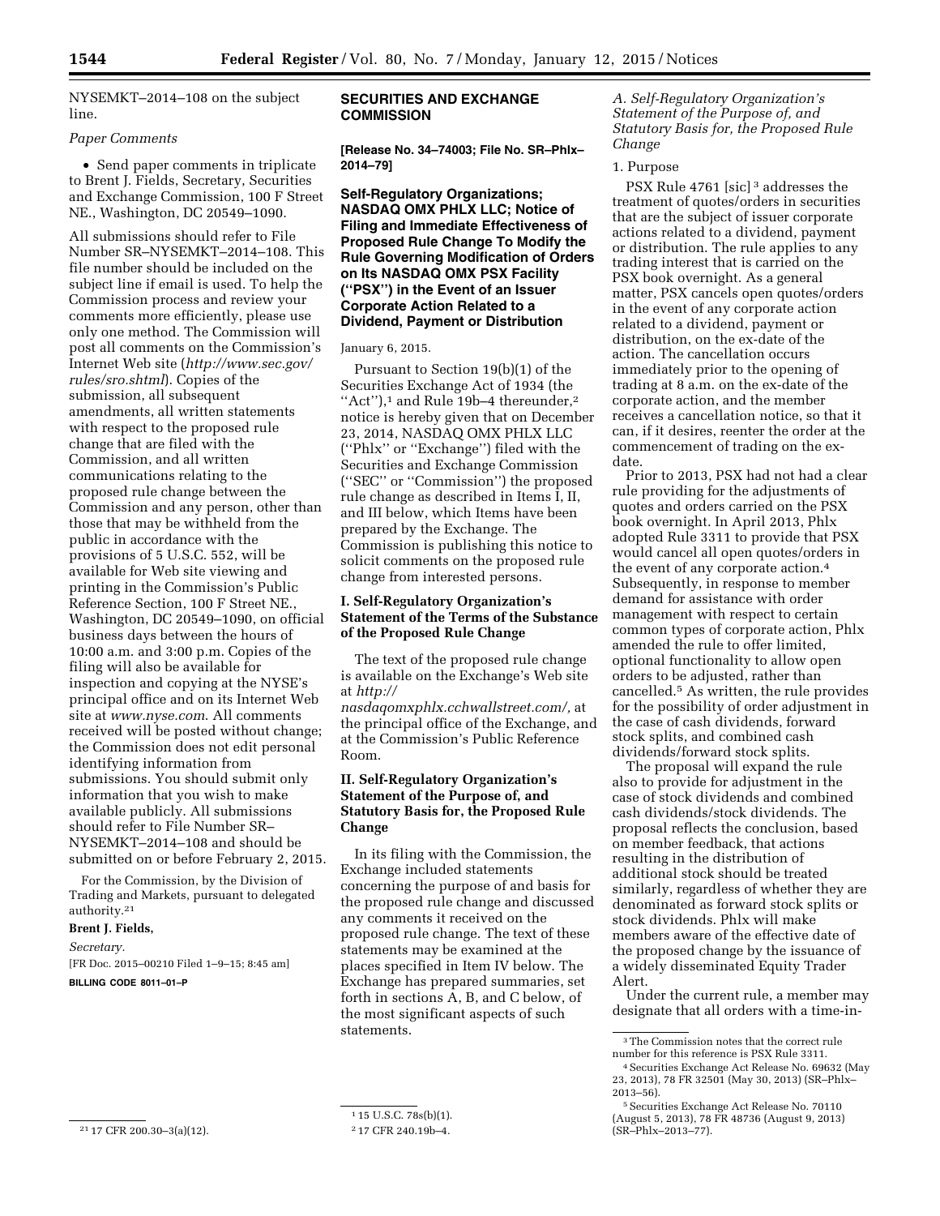NYSEMKT–2014–108 on the subject line.

*Paper Comments*

- Send paper comments in triplicate to Brent J. Fields, Secretary, Securities and Exchange Commission, 100 F Street NE., Washington, DC 20549–1090.

All submissions should refer to File Number SR–NYSEMKT–2014–108. This file number should be included on the subject line if email is used. To help the Commission process and review your comments more efficiently, please use only one method. The Commission will post all comments on the Commission's Internet Web site (*http://www.sec.gov/rules/sro.shtml*). Copies of the submission, all subsequent amendments, all written statements with respect to the proposed rule change that are filed with the Commission, and all written communications relating to the proposed rule change between the Commission and any person, other than those that may be withheld from the public in accordance with the provisions of 5 U.S.C. 552, will be available for Web site viewing and printing in the Commission's Public Reference Section, 100 F Street NE., Washington, DC 20549–1090, on official business days between the hours of 10:00 a.m. and 3:00 p.m. Copies of the filing will also be available for inspection and copying at the NYSE's principal office and on its Internet Web site at *www.nyse.com*. All comments received will be posted without change; the Commission does not edit personal identifying information from submissions. You should submit only information that you wish to make available publicly. All submissions should refer to File Number SR–NYSEMKT–2014–108 and should be submitted on or before February 2, 2015.

For the Commission, by the Division of Trading and Markets, pursuant to delegated authority.[21]

**Brent J. Fields,**

*Secretary.*

[FR Doc. 2015–00210 Filed 1–9–15; 8:45 am]

**BILLING CODE 8011–01–P**

[21] 17 CFR 200.30–3(a)(12).

## SECURITIES AND EXCHANGE COMMISSION

**[Release No. 34–74003; File No. SR–Phlx–2014–79]**

### Self-Regulatory Organizations; NASDAQ OMX PHLX LLC; Notice of Filing and Immediate Effectiveness of Proposed Rule Change To Modify the Rule Governing Modification of Orders on Its NASDAQ OMX PSX Facility ("PSX") in the Event of an Issuer Corporate Action Related to a Dividend, Payment or Distribution

January 6, 2015.

Pursuant to Section 19(b)(1) of the Securities Exchange Act of 1934 (the "Act"),[1] and Rule 19b–4 thereunder,[2] notice is hereby given that on December 23, 2014, NASDAQ OMX PHLX LLC ("Phlx" or "Exchange") filed with the Securities and Exchange Commission ("SEC" or "Commission") the proposed rule change as described in Items I, II, and III below, which Items have been prepared by the Exchange. The Commission is publishing this notice to solicit comments on the proposed rule change from interested persons.

#### I. Self-Regulatory Organization's Statement of the Terms of the Substance of the Proposed Rule Change

The text of the proposed rule change is available on the Exchange's Web site at *http://nasdaqomxphlx.cchwallstreet.com/,* at the principal office of the Exchange, and at the Commission's Public Reference Room.

#### II. Self-Regulatory Organization's Statement of the Purpose of, and Statutory Basis for, the Proposed Rule Change

In its filing with the Commission, the Exchange included statements concerning the purpose of and basis for the proposed rule change and discussed any comments it received on the proposed rule change. The text of these statements may be examined at the places specified in Item IV below. The Exchange has prepared summaries, set forth in sections A, B, and C below, of the most significant aspects of such statements.

[1] 15 U.S.C. 78s(b)(1).

[2] 17 CFR 240.19b–4.

*A. Self-Regulatory Organization's Statement of the Purpose of, and Statutory Basis for, the Proposed Rule Change*

1. Purpose

PSX Rule 4761 [sic] [3] addresses the treatment of quotes/orders in securities that are the subject of issuer corporate actions related to a dividend, payment or distribution. The rule applies to any trading interest that is carried on the PSX book overnight. As a general matter, PSX cancels open quotes/orders in the event of any corporate action related to a dividend, payment or distribution, on the ex-date of the action. The cancellation occurs immediately prior to the opening of trading at 8 a.m. on the ex-date of the corporate action, and the member receives a cancellation notice, so that it can, if it desires, reenter the order at the commencement of trading on the ex-date.

Prior to 2013, PSX had not had a clear rule providing for the adjustments of quotes and orders carried on the PSX book overnight. In April 2013, Phlx adopted Rule 3311 to provide that PSX would cancel all open quotes/orders in the event of any corporate action.[4] Subsequently, in response to member demand for assistance with order management with respect to certain common types of corporate action, Phlx amended the rule to offer limited, optional functionality to allow open orders to be adjusted, rather than cancelled.[5] As written, the rule provides for the possibility of order adjustment in the case of cash dividends, forward stock splits, and combined cash dividends/forward stock splits.

The proposal will expand the rule also to provide for adjustment in the case of stock dividends and combined cash dividends/stock dividends. The proposal reflects the conclusion, based on member feedback, that actions resulting in the distribution of additional stock should be treated similarly, regardless of whether they are denominated as forward stock splits or stock dividends. Phlx will make members aware of the effective date of the proposed change by the issuance of a widely disseminated Equity Trader Alert.

Under the current rule, a member may designate that all orders with a time-in-

[3] The Commission notes that the correct rule number for this reference is PSX Rule 3311.

[4] Securities Exchange Act Release No. 69632 (May 23, 2013), 78 FR 32501 (May 30, 2013) (SR–Phlx–2013–56).

[5] Securities Exchange Act Release No. 70110 (August 5, 2013), 78 FR 48736 (August 9, 2013) (SR–Phlx–2013–77).